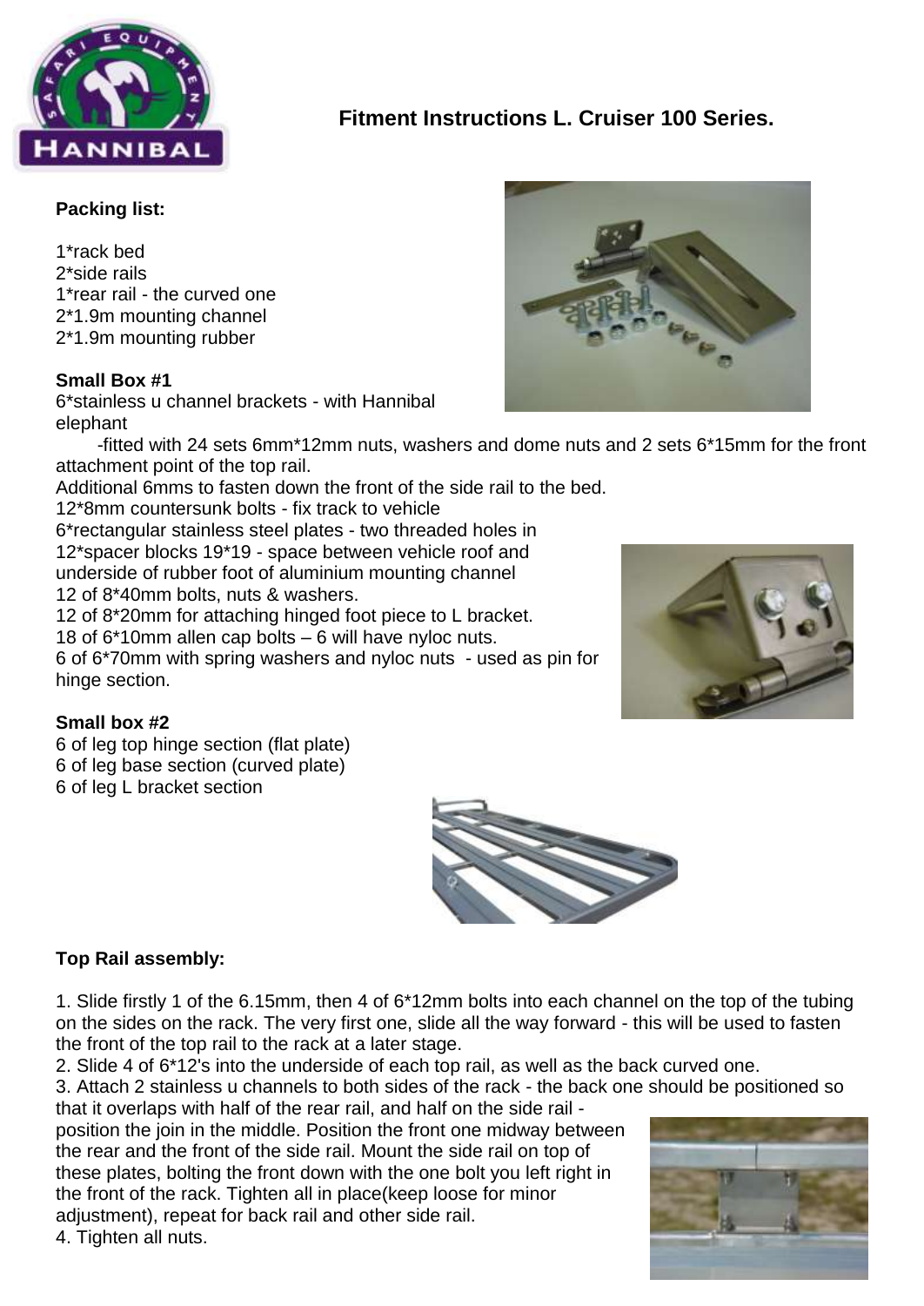## Fitment Instructions L. Cruiser 100 Series.

**Packing list:**

1*rack bed
2*side rails
1*rear rail - the curved one
2*1.9m mounting channel
2*1.9m mounting rubber

**Small Box #1**

6*stainless u channel brackets - with Hannibal elephant
-fitted with 24 sets 6mm*12mm nuts, washers and dome nuts and 2 sets 6*15mm for the front attachment point of the top rail.
Additional 6mms to fasten down the front of the side rail to the bed.
12*8mm countersunk bolts - fix track to vehicle
6*rectangular stainless steel plates - two threaded holes in
12*spacer blocks 19*19 - space between vehicle roof and underside of rubber foot of aluminium mounting channel
12 of 8*40mm bolts, nuts & washers.
12 of 8*20mm for attaching hinged foot piece to L bracket.
18 of 6*10mm allen cap bolts – 6 will have nyloc nuts.
6 of 6*70mm with spring washers and nyloc nuts - used as pin for hinge section.

**Small box #2**

6 of leg top hinge section (flat plate)
6 of leg base section (curved plate)
6 of leg L bracket section

**Top Rail assembly:**

1. Slide firstly 1 of the 6.15mm, then 4 of 6*12mm bolts into each channel on the top of the tubing on the sides on the rack. The very first one, slide all the way forward - this will be used to fasten the front of the top rail to the rack at a later stage.
2. Slide 4 of 6*12's into the underside of each top rail, as well as the back curved one.
3. Attach 2 stainless u channels to both sides of the rack - the back one should be positioned so that it overlaps with half of the rear rail, and half on the side rail - position the join in the middle. Position the front one midway between the rear and the front of the side rail. Mount the side rail on top of these plates, bolting the front down with the one bolt you left right in the front of the rack. Tighten all in place(keep loose for minor adjustment), repeat for back rail and other side rail.
4. Tighten all nuts.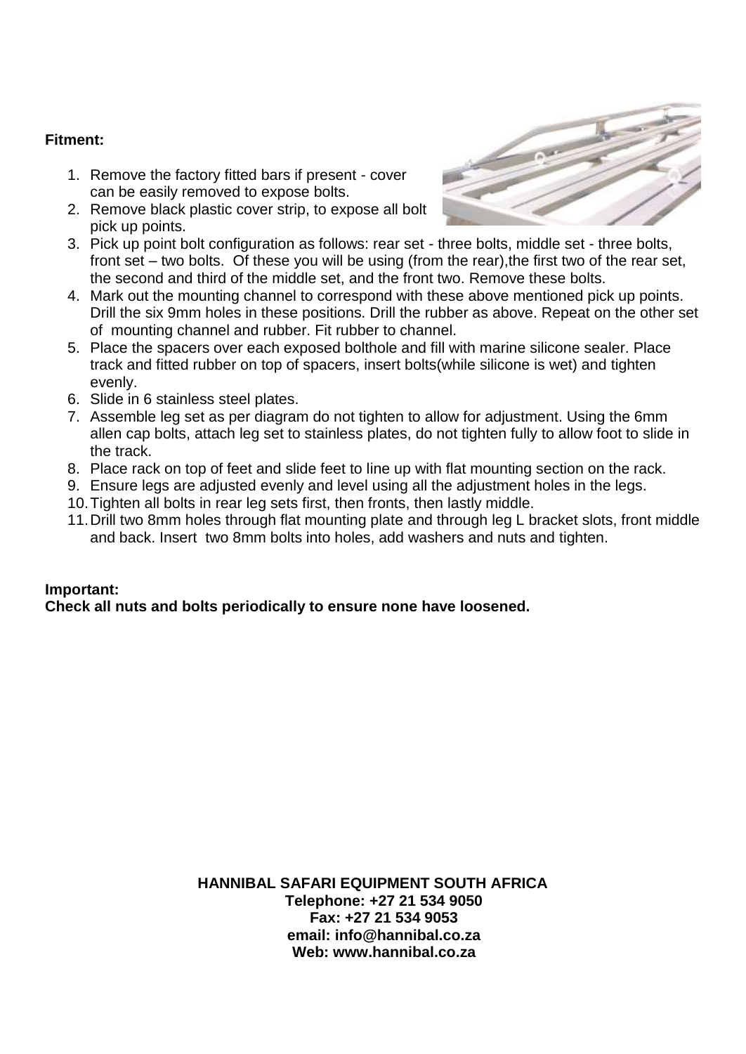**Fitment:**

1. Remove the factory fitted bars if present - cover can be easily removed to expose bolts.
2. Remove black plastic cover strip, to expose all bolt pick up points.
3. Pick up point bolt configuration as follows: rear set - three bolts, middle set - three bolts, front set – two bolts. Of these you will be using (from the rear),the first two of the rear set, the second and third of the middle set, and the front two. Remove these bolts.
4. Mark out the mounting channel to correspond with these above mentioned pick up points. Drill the six 9mm holes in these positions. Drill the rubber as above. Repeat on the other set of mounting channel and rubber. Fit rubber to channel.
5. Place the spacers over each exposed bolthole and fill with marine silicone sealer. Place track and fitted rubber on top of spacers, insert bolts(while silicone is wet) and tighten evenly.
6. Slide in 6 stainless steel plates.
7. Assemble leg set as per diagram do not tighten to allow for adjustment. Using the 6mm allen cap bolts, attach leg set to stainless plates, do not tighten fully to allow foot to slide in the track.
8. Place rack on top of feet and slide feet to line up with flat mounting section on the rack.
9. Ensure legs are adjusted evenly and level using all the adjustment holes in the legs.
10. Tighten all bolts in rear leg sets first, then fronts, then lastly middle.
11. Drill two 8mm holes through flat mounting plate and through leg L bracket slots, front middle and back. Insert two 8mm bolts into holes, add washers and nuts and tighten.

**Important:**
**Check all nuts and bolts periodically to ensure none have loosened.**

**HANNIBAL SAFARI EQUIPMENT SOUTH AFRICA**
**Telephone: +27 21 534 9050**
**Fax: +27 21 534 9053**
**email: info@hannibal.co.za**
**Web: www.hannibal.co.za**